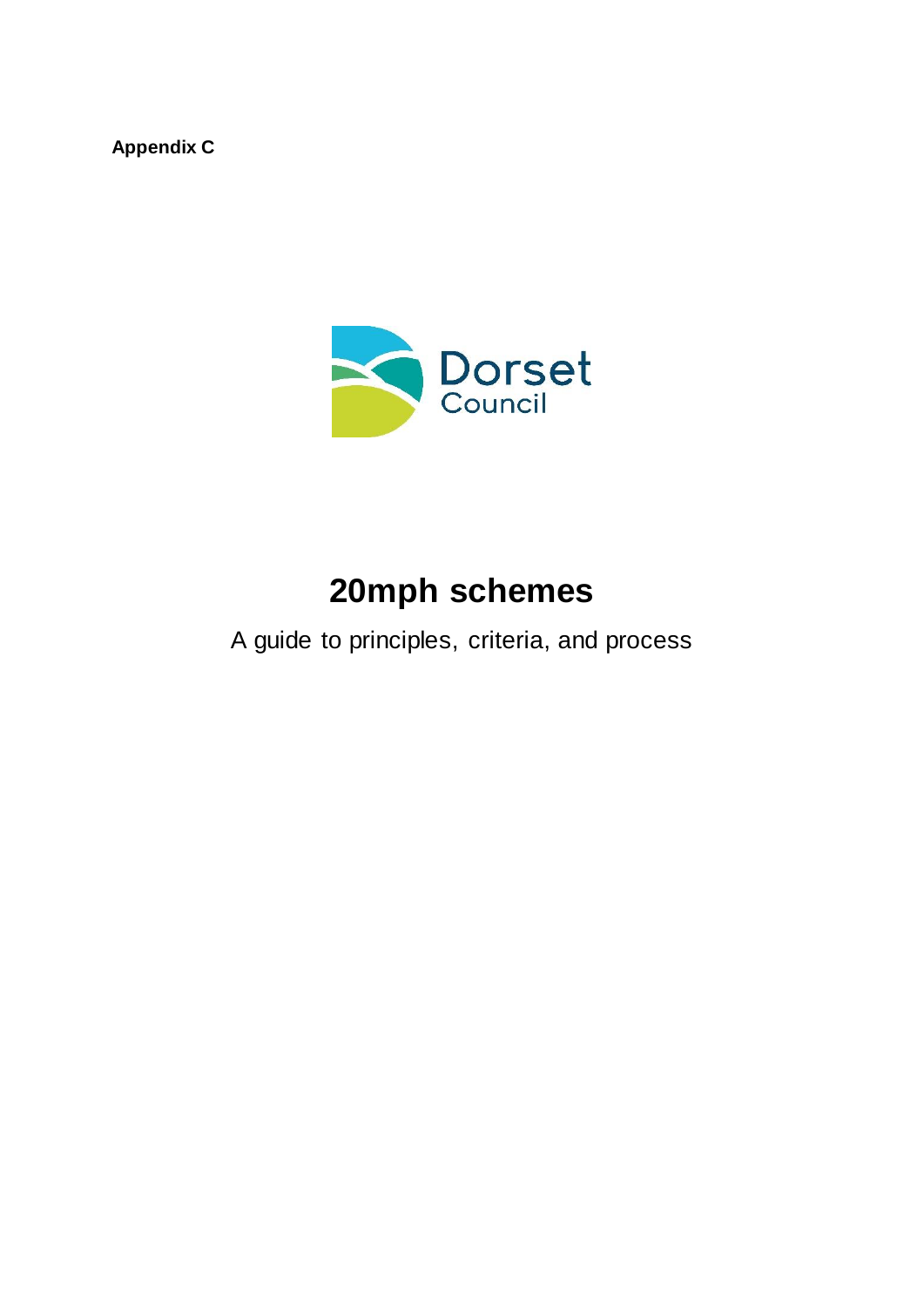**Appendix C**

Dorset Council

# 20mph schemes

A guide to principles, criteria, and process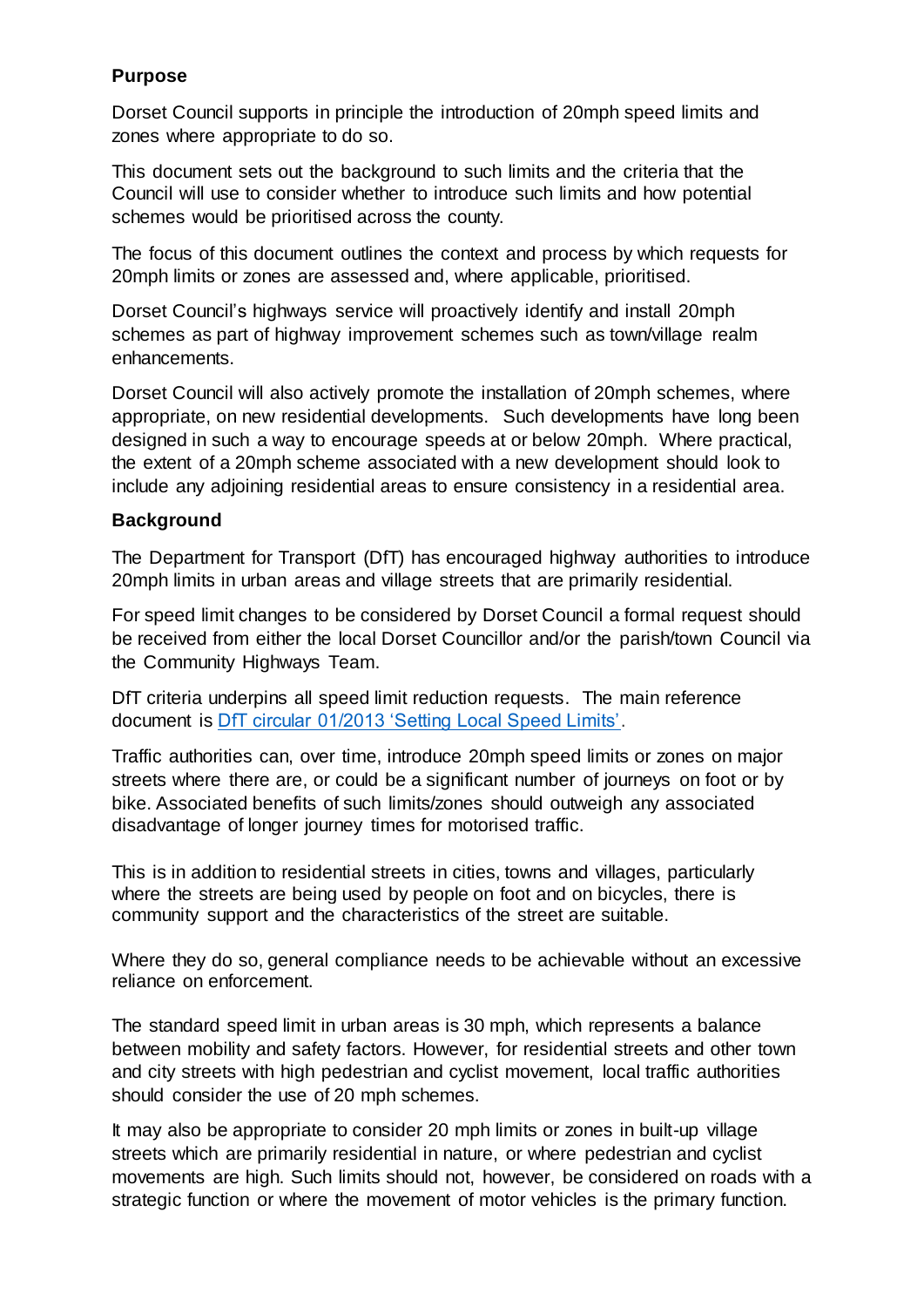## Purpose

Dorset Council supports in principle the introduction of 20mph speed limits and zones where appropriate to do so.

This document sets out the background to such limits and the criteria that the Council will use to consider whether to introduce such limits and how potential schemes would be prioritised across the county.

The focus of this document outlines the context and process by which requests for 20mph limits or zones are assessed and, where applicable, prioritised.

Dorset Council's highways service will proactively identify and install 20mph schemes as part of highway improvement schemes such as town/village realm enhancements.

Dorset Council will also actively promote the installation of 20mph schemes, where appropriate, on new residential developments. Such developments have long been designed in such a way to encourage speeds at or below 20mph. Where practical, the extent of a 20mph scheme associated with a new development should look to include any adjoining residential areas to ensure consistency in a residential area.

## Background

The Department for Transport (DfT) has encouraged highway authorities to introduce 20mph limits in urban areas and village streets that are primarily residential.

For speed limit changes to be considered by Dorset Council a formal request should be received from either the local Dorset Councillor and/or the parish/town Council via the Community Highways Team.

DfT criteria underpins all speed limit reduction requests. The main reference document is DfT circular 01/2013 'Setting Local Speed Limits'.

Traffic authorities can, over time, introduce 20mph speed limits or zones on major streets where there are, or could be a significant number of journeys on foot or by bike. Associated benefits of such limits/zones should outweigh any associated disadvantage of longer journey times for motorised traffic.

This is in addition to residential streets in cities, towns and villages, particularly where the streets are being used by people on foot and on bicycles, there is community support and the characteristics of the street are suitable.

Where they do so, general compliance needs to be achievable without an excessive reliance on enforcement.

The standard speed limit in urban areas is 30 mph, which represents a balance between mobility and safety factors. However, for residential streets and other town and city streets with high pedestrian and cyclist movement, local traffic authorities should consider the use of 20 mph schemes.

It may also be appropriate to consider 20 mph limits or zones in built-up village streets which are primarily residential in nature, or where pedestrian and cyclist movements are high. Such limits should not, however, be considered on roads with a strategic function or where the movement of motor vehicles is the primary function.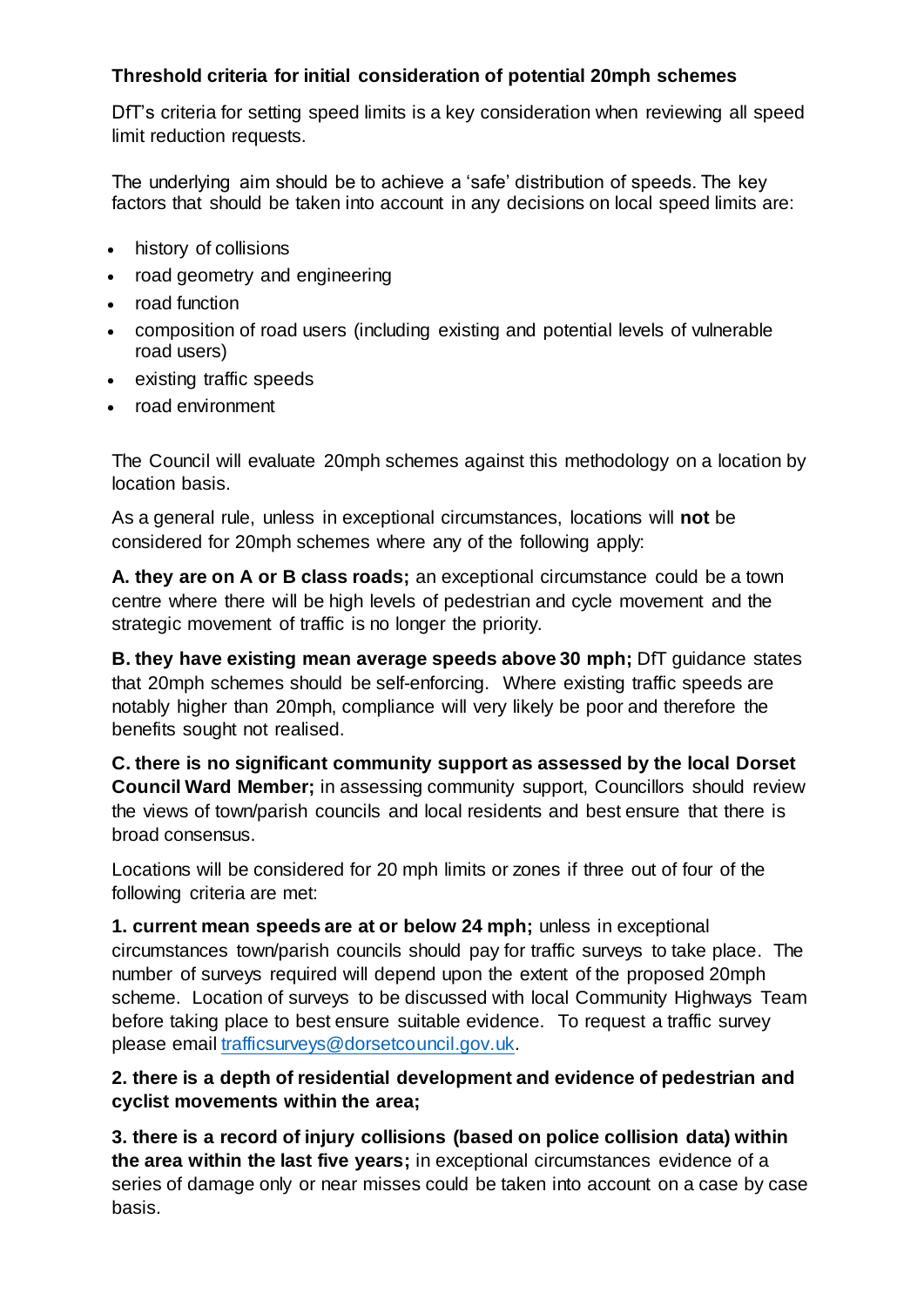**Threshold criteria for initial consideration of potential 20mph schemes**

DfT's criteria for setting speed limits is a key consideration when reviewing all speed limit reduction requests.

The underlying aim should be to achieve a 'safe' distribution of speeds. The key factors that should be taken into account in any decisions on local speed limits are:

- history of collisions
- road geometry and engineering
- road function
- composition of road users (including existing and potential levels of vulnerable road users)
- existing traffic speeds
- road environment

The Council will evaluate 20mph schemes against this methodology on a location by location basis.

As a general rule, unless in exceptional circumstances, locations will **not** be considered for 20mph schemes where any of the following apply:

**A. they are on A or B class roads;** an exceptional circumstance could be a town centre where there will be high levels of pedestrian and cycle movement and the strategic movement of traffic is no longer the priority.

**B. they have existing mean average speeds above 30 mph;** DfT guidance states that 20mph schemes should be self-enforcing. Where existing traffic speeds are notably higher than 20mph, compliance will very likely be poor and therefore the benefits sought not realised.

**C. there is no significant community support as assessed by the local Dorset Council Ward Member;** in assessing community support, Councillors should review the views of town/parish councils and local residents and best ensure that there is broad consensus.

Locations will be considered for 20 mph limits or zones if three out of four of the following criteria are met:

**1. current mean speeds are at or below 24 mph;** unless in exceptional circumstances town/parish councils should pay for traffic surveys to take place. The number of surveys required will depend upon the extent of the proposed 20mph scheme. Location of surveys to be discussed with local Community Highways Team before taking place to best ensure suitable evidence. To request a traffic survey please email trafficsurveys@dorsetcouncil.gov.uk.

**2. there is a depth of residential development and evidence of pedestrian and cyclist movements within the area;**

**3. there is a record of injury collisions (based on police collision data) within the area within the last five years;** in exceptional circumstances evidence of a series of damage only or near misses could be taken into account on a case by case basis.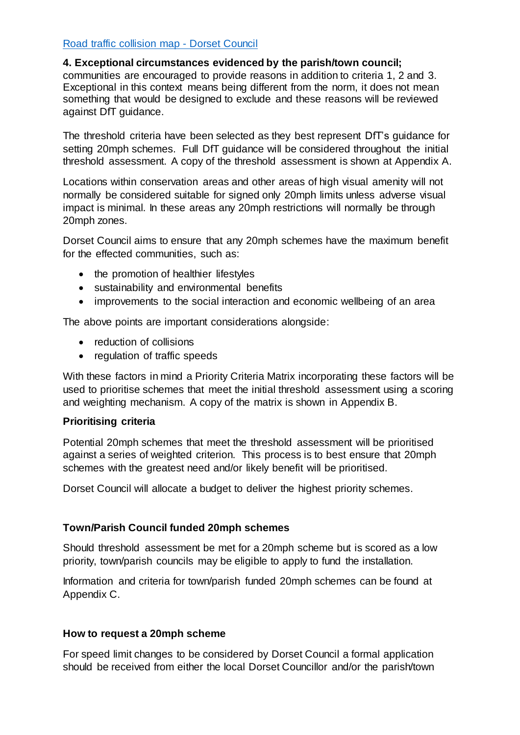Road traffic collision map - Dorset Council

**4. Exceptional circumstances evidenced by the parish/town council;** communities are encouraged to provide reasons in addition to criteria 1, 2 and 3. Exceptional in this context means being different from the norm, it does not mean something that would be designed to exclude and these reasons will be reviewed against DfT guidance.

The threshold criteria have been selected as they best represent DfT's guidance for setting 20mph schemes. Full DfT guidance will be considered throughout the initial threshold assessment. A copy of the threshold assessment is shown at Appendix A.

Locations within conservation areas and other areas of high visual amenity will not normally be considered suitable for signed only 20mph limits unless adverse visual impact is minimal. In these areas any 20mph restrictions will normally be through 20mph zones.

Dorset Council aims to ensure that any 20mph schemes have the maximum benefit for the effected communities, such as:

- the promotion of healthier lifestyles
- sustainability and environmental benefits
- improvements to the social interaction and economic wellbeing of an area

The above points are important considerations alongside:

- reduction of collisions
- regulation of traffic speeds

With these factors in mind a Priority Criteria Matrix incorporating these factors will be used to prioritise schemes that meet the initial threshold assessment using a scoring and weighting mechanism. A copy of the matrix is shown in Appendix B.

### Prioritising criteria

Potential 20mph schemes that meet the threshold assessment will be prioritised against a series of weighted criterion. This process is to best ensure that 20mph schemes with the greatest need and/or likely benefit will be prioritised.

Dorset Council will allocate a budget to deliver the highest priority schemes.

### Town/Parish Council funded 20mph schemes

Should threshold assessment be met for a 20mph scheme but is scored as a low priority, town/parish councils may be eligible to apply to fund the installation.

Information and criteria for town/parish funded 20mph schemes can be found at Appendix C.

### How to request a 20mph scheme

For speed limit changes to be considered by Dorset Council a formal application should be received from either the local Dorset Councillor and/or the parish/town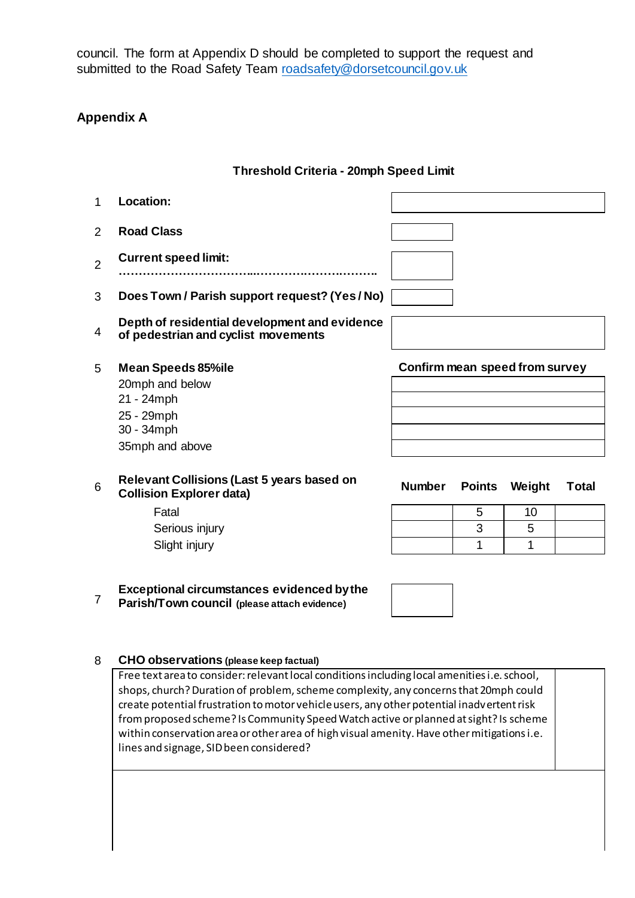council. The form at Appendix D should be completed to support the request and submitted to the Road Safety Team [roadsafety@dorsetcouncil.gov.uk](mailto:roadsafety@dorsetcouncil.gov.uk)

## Appendix A

### Threshold Criteria - 20mph Speed Limit

| | | |
|---|---|---|
| 1 | **Location:** | |
| 2 | **Road Class** | |
| 2 | **Current speed limit:** ……………………………...………………………….. | |
| 3 | **Does Town / Parish support request? (Yes / No)** | |
| 4 | **Depth of residential development and evidence of pedestrian and cyclist movements** | |

| | | |
|---|---|---|
| 5 | **Mean Speeds 85%ile** | **Confirm mean speed from survey** |
| | 20mph and below | |
| | 21 - 24mph | |
| | 25 - 29mph | |
| | 30 - 34mph | |
| | 35mph and above | |

| | | | | | |
|---|---|---|---|---|---|
| 6 | **Relevant Collisions (Last 5 years based on Collision Explorer data)** | **Number** | **Points** | **Weight** | **Total** |
| | Fatal | | 5 | 10 | |
| | Serious injury | | 3 | 5 | |
| | Slight injury | | 1 | 1 | |

| | | |
|---|---|---|
| 7 | **Exceptional circumstances evidenced by the Parish/Town council** **(please attach evidence)** | |

8 **CHO observations** **(please keep factual)**

| | |
|---|---|
| Free text area to consider: relevant local conditions including local amenities i.e. school, shops, church? Duration of problem, scheme complexity, any concerns that 20mph could create potential frustration to motor vehicle users, any other potential inadvertent risk from proposed scheme? Is Community Speed Watch active or planned at sight? Is scheme within conservation area or other area of high visual amenity. Have other mitigations i.e. lines and signage, SID been considered? | |
| | |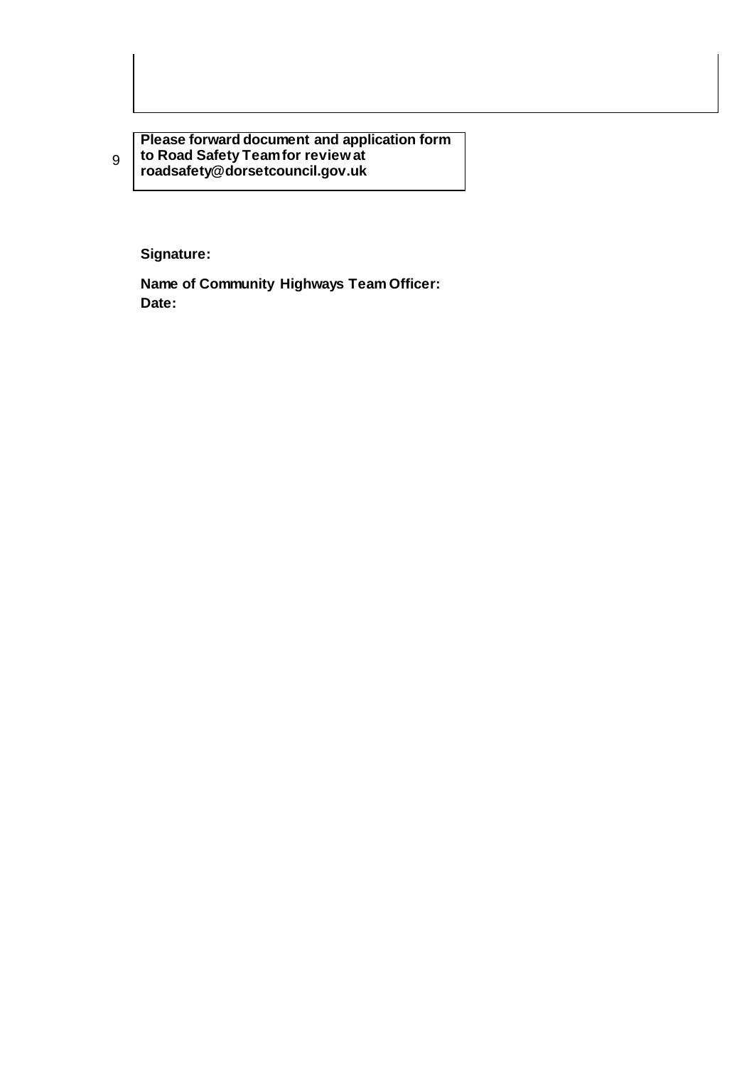| 9 | Please forward document and application form to Road Safety Team for review at roadsafety@dorsetcouncil.gov.uk |
|---|---|

**Signature:**

**Name of Community Highways Team Officer:**

**Date:**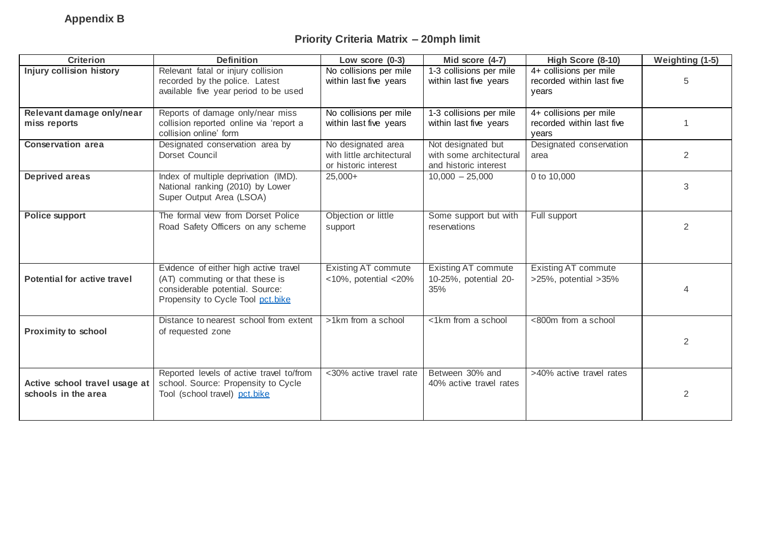**Appendix B**

## Priority Criteria Matrix – 20mph limit

| Criterion | Definition | Low score (0-3) | Mid score (4-7) | High Score (8-10) | Weighting (1-5) |
|---|---|---|---|---|---|
| **Injury collision history** | Relevant fatal or injury collision recorded by the police. Latest available five year period to be used | No collisions per mile within last five years | 1-3 collisions per mile within last five years | 4+ collisions per mile recorded within last five years | 5 |
| **Relevant damage only/near miss reports** | Reports of damage only/near miss collision reported online via 'report a collision online' form | No collisions per mile within last five years | 1-3 collisions per mile within last five years | 4+ collisions per mile recorded within last five years | 1 |
| **Conservation area** | Designated conservation area by Dorset Council | No designated area with little architectural or historic interest | Not designated but with some architectural and historic interest | Designated conservation area | 2 |
| **Deprived areas** | Index of multiple deprivation (IMD). National ranking (2010) by Lower Super Output Area (LSOA) | 25,000+ | 10,000 – 25,000 | 0 to 10,000 | 3 |
| **Police support** | The formal view from Dorset Police Road Safety Officers on any scheme | Objection or little support | Some support but with reservations | Full support | 2 |
| **Potential for active travel** | Evidence of either high active travel (AT) commuting or that these is considerable potential. Source: Propensity to Cycle Tool [pct.bike](pct.bike) | Existing AT commute <10%, potential <20% | Existing AT commute 10-25%, potential 20-35% | Existing AT commute >25%, potential >35% | 4 |
| **Proximity to school** | Distance to nearest school from extent of requested zone | >1km from a school | <1km from a school | <800m from a school | 2 |
| **Active school travel usage at schools in the area** | Reported levels of active travel to/from school. Source: Propensity to Cycle Tool (school travel) [pct.bike](pct.bike) | <30% active travel rate | Between 30% and 40% active travel rates | >40% active travel rates | 2 |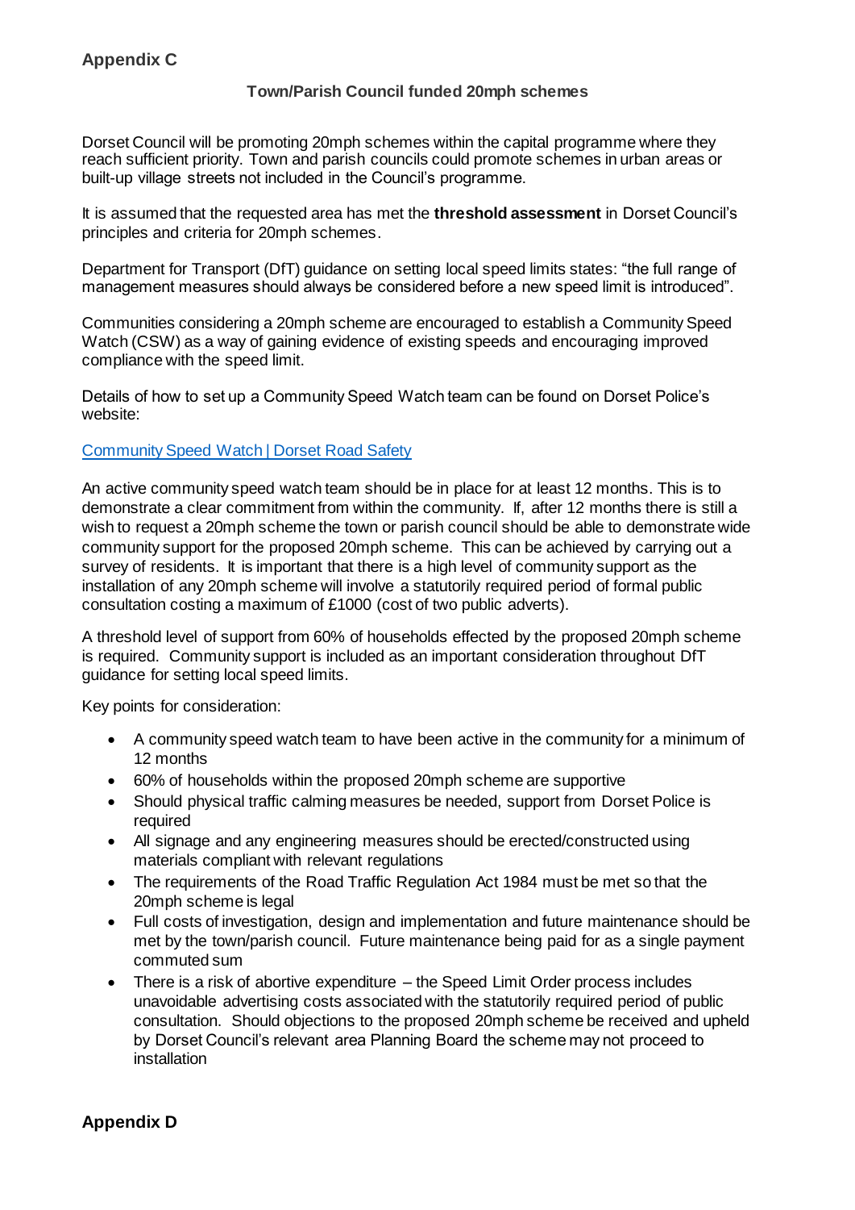## Appendix C

**Town/Parish Council funded 20mph schemes**

Dorset Council will be promoting 20mph schemes within the capital programme where they reach sufficient priority. Town and parish councils could promote schemes in urban areas or built-up village streets not included in the Council's programme.

It is assumed that the requested area has met the **threshold assessment** in Dorset Council's principles and criteria for 20mph schemes.

Department for Transport (DfT) guidance on setting local speed limits states: "the full range of management measures should always be considered before a new speed limit is introduced".

Communities considering a 20mph scheme are encouraged to establish a Community Speed Watch (CSW) as a way of gaining evidence of existing speeds and encouraging improved compliance with the speed limit.

Details of how to set up a Community Speed Watch team can be found on Dorset Police's website:

[Community Speed Watch | Dorset Road Safety]()

An active community speed watch team should be in place for at least 12 months. This is to demonstrate a clear commitment from within the community. If, after 12 months there is still a wish to request a 20mph scheme the town or parish council should be able to demonstrate wide community support for the proposed 20mph scheme. This can be achieved by carrying out a survey of residents. It is important that there is a high level of community support as the installation of any 20mph scheme will involve a statutorily required period of formal public consultation costing a maximum of £1000 (cost of two public adverts).

A threshold level of support from 60% of households effected by the proposed 20mph scheme is required. Community support is included as an important consideration throughout DfT guidance for setting local speed limits.

Key points for consideration:

- A community speed watch team to have been active in the community for a minimum of 12 months
- 60% of households within the proposed 20mph scheme are supportive
- Should physical traffic calming measures be needed, support from Dorset Police is required
- All signage and any engineering measures should be erected/constructed using materials compliant with relevant regulations
- The requirements of the Road Traffic Regulation Act 1984 must be met so that the 20mph scheme is legal
- Full costs of investigation, design and implementation and future maintenance should be met by the town/parish council. Future maintenance being paid for as a single payment commuted sum
- There is a risk of abortive expenditure – the Speed Limit Order process includes unavoidable advertising costs associated with the statutorily required period of public consultation. Should objections to the proposed 20mph scheme be received and upheld by Dorset Council's relevant area Planning Board the scheme may not proceed to installation

## Appendix D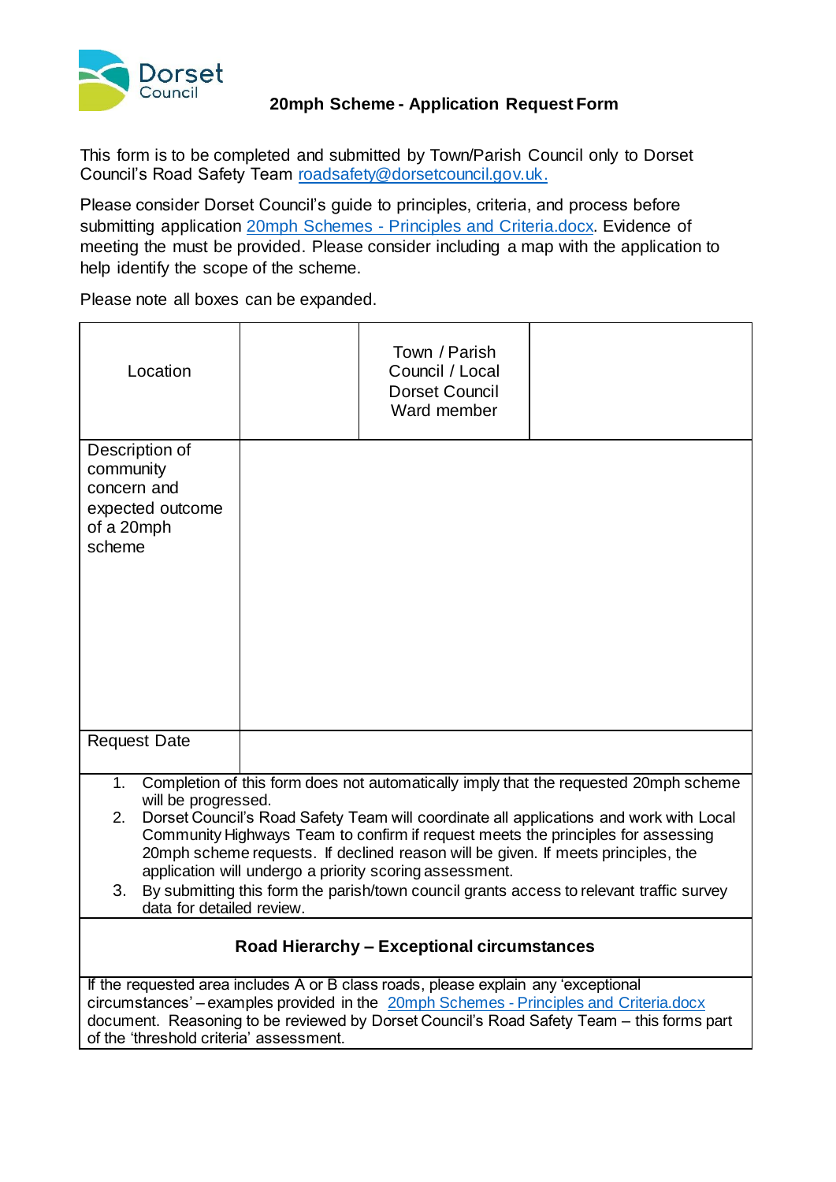**20mph Scheme - Application Request Form**

This form is to be completed and submitted by Town/Parish Council only to Dorset Council's Road Safety Team roadsafety@dorsetcouncil.gov.uk.

Please consider Dorset Council's guide to principles, criteria, and process before submitting application 20mph Schemes - Principles and Criteria.docx. Evidence of meeting the must be provided. Please consider including a map with the application to help identify the scope of the scheme.

Please note all boxes can be expanded.

| Location | | Town / Parish Council / Local Dorset Council Ward member | |
|---|---|---|---|
| Description of community concern and expected outcome of a 20mph scheme | | | |
| Request Date | | | |

1. Completion of this form does not automatically imply that the requested 20mph scheme will be progressed.
2. Dorset Council's Road Safety Team will coordinate all applications and work with Local Community Highways Team to confirm if request meets the principles for assessing 20mph scheme requests. If declined reason will be given. If meets principles, the application will undergo a priority scoring assessment.
3. By submitting this form the parish/town council grants access to relevant traffic survey data for detailed review.

**Road Hierarchy – Exceptional circumstances**

If the requested area includes A or B class roads, please explain any 'exceptional circumstances' – examples provided in the 20mph Schemes - Principles and Criteria.docx document. Reasoning to be reviewed by Dorset Council's Road Safety Team – this forms part of the 'threshold criteria' assessment.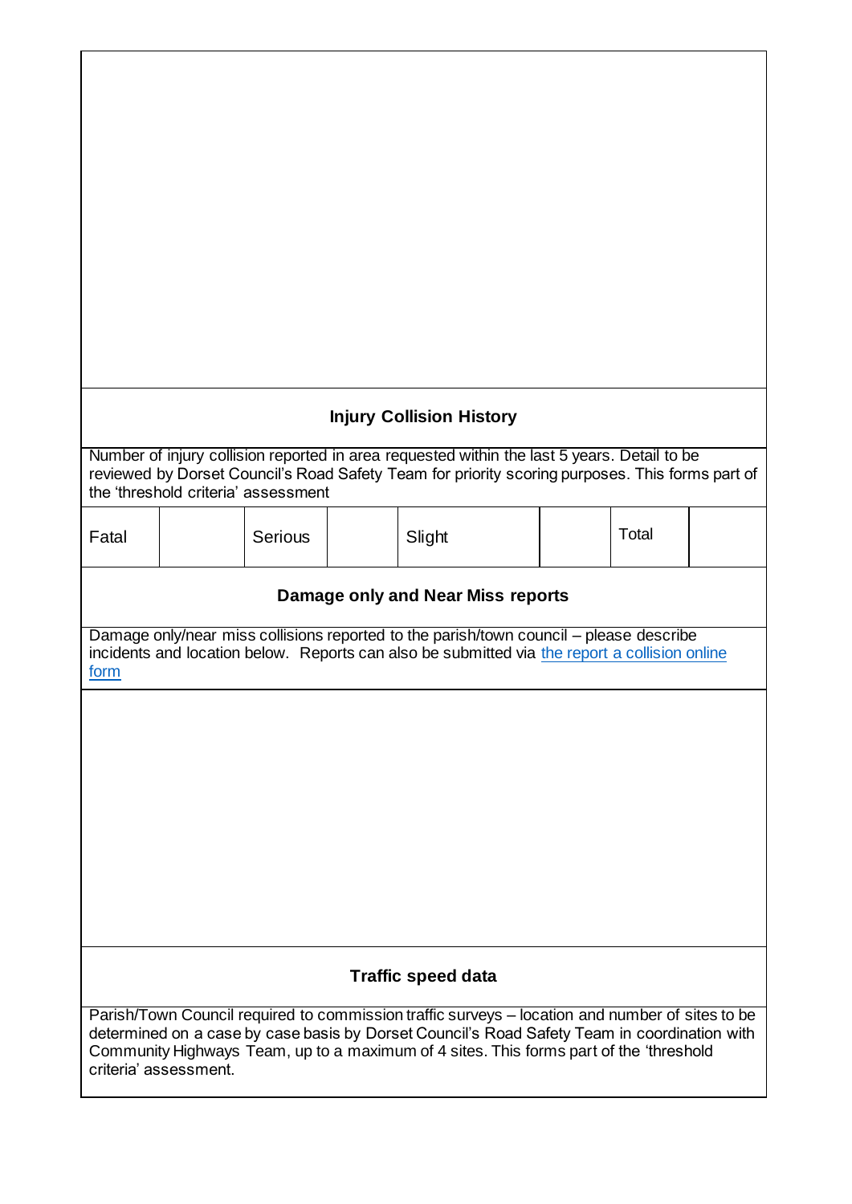### Injury Collision History

Number of injury collision reported in area requested within the last 5 years. Detail to be reviewed by Dorset Council's Road Safety Team for priority scoring purposes. This forms part of the 'threshold criteria' assessment

| Fatal | | Serious | | Slight | | Total | |
|---|---|---|---|---|---|---|---|

### Damage only and Near Miss reports

Damage only/near miss collisions reported to the parish/town council – please describe incidents and location below. Reports can also be submitted via the report a collision online form

### Traffic speed data

Parish/Town Council required to commission traffic surveys – location and number of sites to be determined on a case by case basis by Dorset Council's Road Safety Team in coordination with Community Highways Team, up to a maximum of 4 sites. This forms part of the 'threshold criteria' assessment.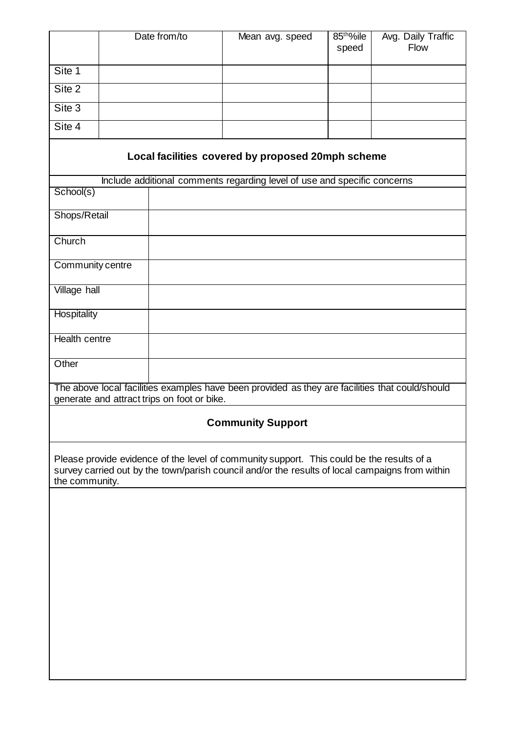| | Date from/to | Mean avg. speed | 85th%ile speed | Avg. Daily Traffic Flow |
|---|---|---|---|---|
| Site 1 | | | | |
| Site 2 | | | | |
| Site 3 | | | | |
| Site 4 | | | | |

## Local facilities covered by proposed 20mph scheme

Include additional comments regarding level of use and specific concerns

| | |
|---|---|
| School(s) | |
| Shops/Retail | |
| Church | |
| Community centre | |
| Village hall | |
| Hospitality | |
| Health centre | |
| Other | |

The above local facilities examples have been provided as they are facilities that could/should generate and attract trips on foot or bike.

## Community Support

Please provide evidence of the level of community support. This could be the results of a survey carried out by the town/parish council and/or the results of local campaigns from within the community.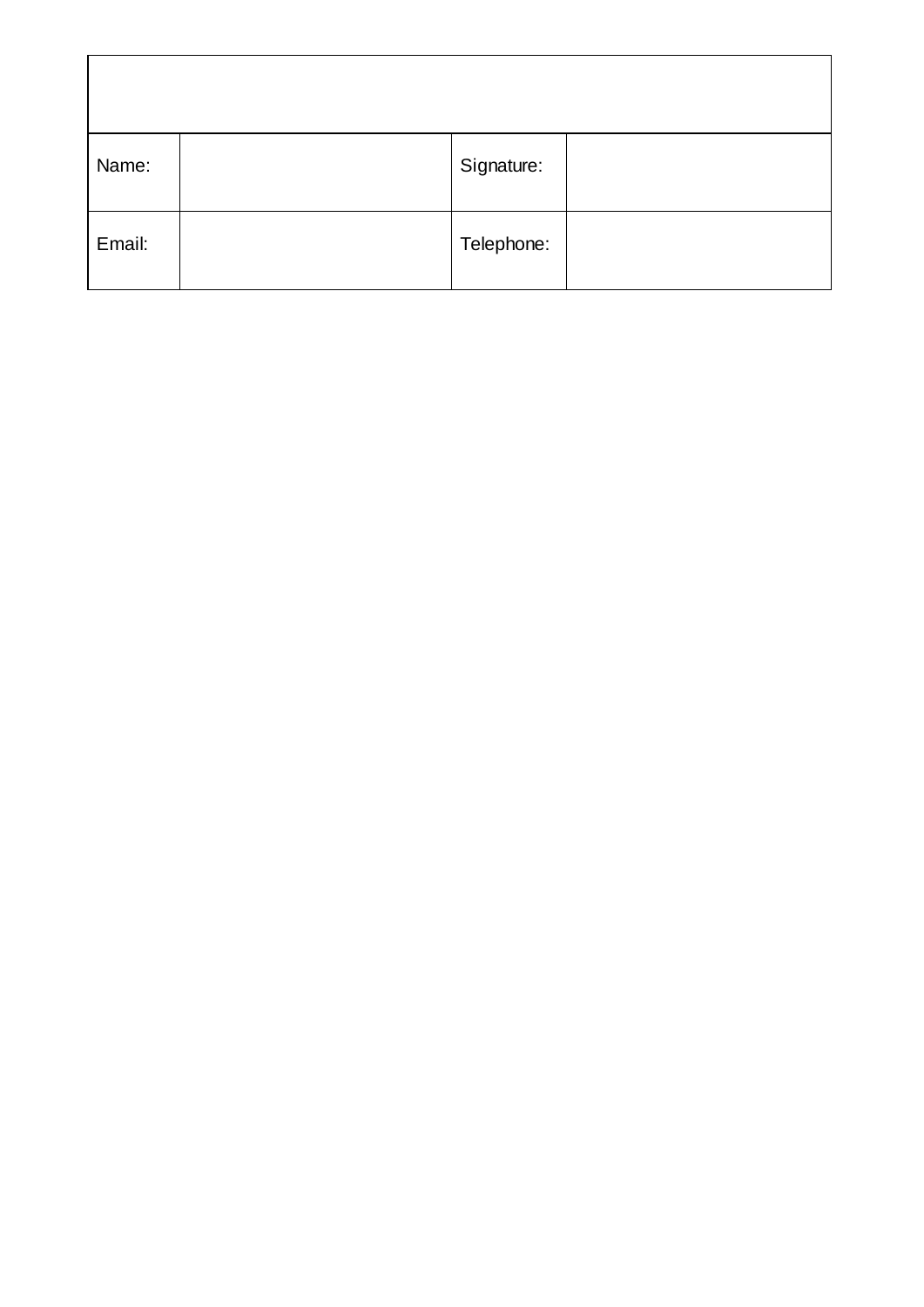| | | | |
|---|---|---|---|
| | | | |
| Name: | | Signature: | |
| Email: | | Telephone: | |